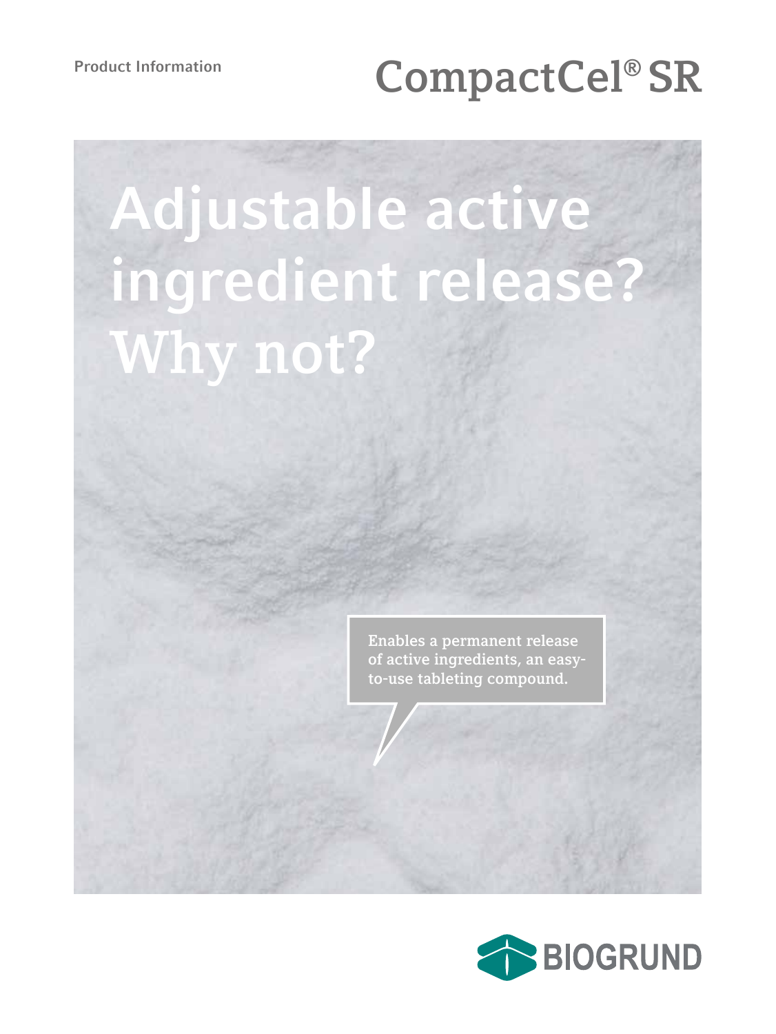Product Information

# CompactCel® SR

# Adjustable active ingredient release? Why not?

Enables a permanent release of active ingredients, an easy-to-use tableting compound.

BIOGRUND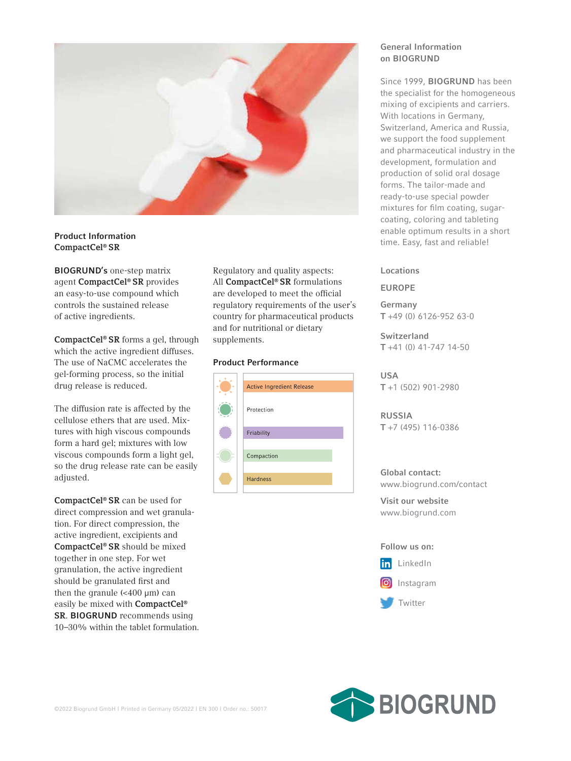## Product Information CompactCel® SR

**BIOGRUND's** one-step matrix agent **CompactCel® SR** provides an easy-to-use compound which controls the sustained release of active ingredients.

**CompactCel® SR** forms a gel, through which the active ingredient diffuses. The use of NaCMC accelerates the gel-forming process, so the initial drug release is reduced.

The diffusion rate is affected by the cellulose ethers that are used. Mixtures with high viscous compounds form a hard gel; mixtures with low viscous compounds form a light gel, so the drug release rate can be easily adjusted.

**CompactCel® SR** can be used for direct compression and wet granulation. For direct compression, the active ingredient, excipients and **CompactCel® SR** should be mixed together in one step. For wet granulation, the active ingredient should be granulated first and then the granule (<400 µm) can easily be mixed with **CompactCel® SR**. **BIOGRUND** recommends using 10–30% within the tablet formulation.

Regulatory and quality aspects: All **CompactCel® SR** formulations are developed to meet the official regulatory requirements of the user's country for pharmaceutical products and for nutritional or dietary supplements.

### Product Performance

Active Ingredient Release
Protection
Friability
Compaction
Hardness

## General Information on BIOGRUND

Since 1999, **BIOGRUND** has been the specialist for the homogeneous mixing of excipients and carriers. With locations in Germany, Switzerland, America and Russia, we support the food supplement and pharmaceutical industry in the development, formulation and production of solid oral dosage forms. The tailor-made and ready-to-use special powder mixtures for film coating, sugar-coating, coloring and tabletting enable optimum results in a short time. Easy, fast and reliable!

### Locations

**EUROPE**

**Germany**
**T** +49 (0) 6126-952 63-0

**Switzerland**
**T** +41 (0) 41-747 14-50

**USA**
**T** +1 (502) 901-2980

**RUSSIA**
**T** +7 (495) 116-0386

**Global contact:**
www.biogrund.com/contact

**Visit our website**
www.biogrund.com

**Follow us on:**
LinkedIn
Instagram
Twitter

BIOGRUND

©2022 Biogrund GmbH | Printed in Germany 05/2022 | EN 300 | Order no.: 50017